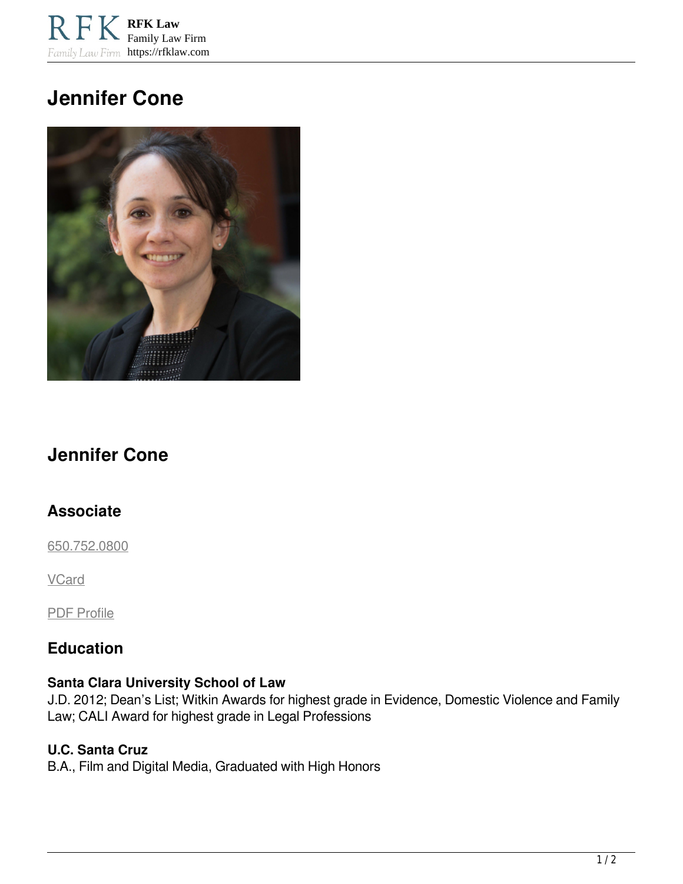RFK Law
Family Law Firm
https://rfklaw.com

# Jennifer Cone

## Jennifer Cone

### Associate

650.752.0800

VCard

PDF Profile

### Education

**Santa Clara University School of Law**
J.D. 2012; Dean's List; Witkin Awards for highest grade in Evidence, Domestic Violence and Family Law; CALI Award for highest grade in Legal Professions

**U.C. Santa Cruz**
B.A., Film and Digital Media, Graduated with High Honors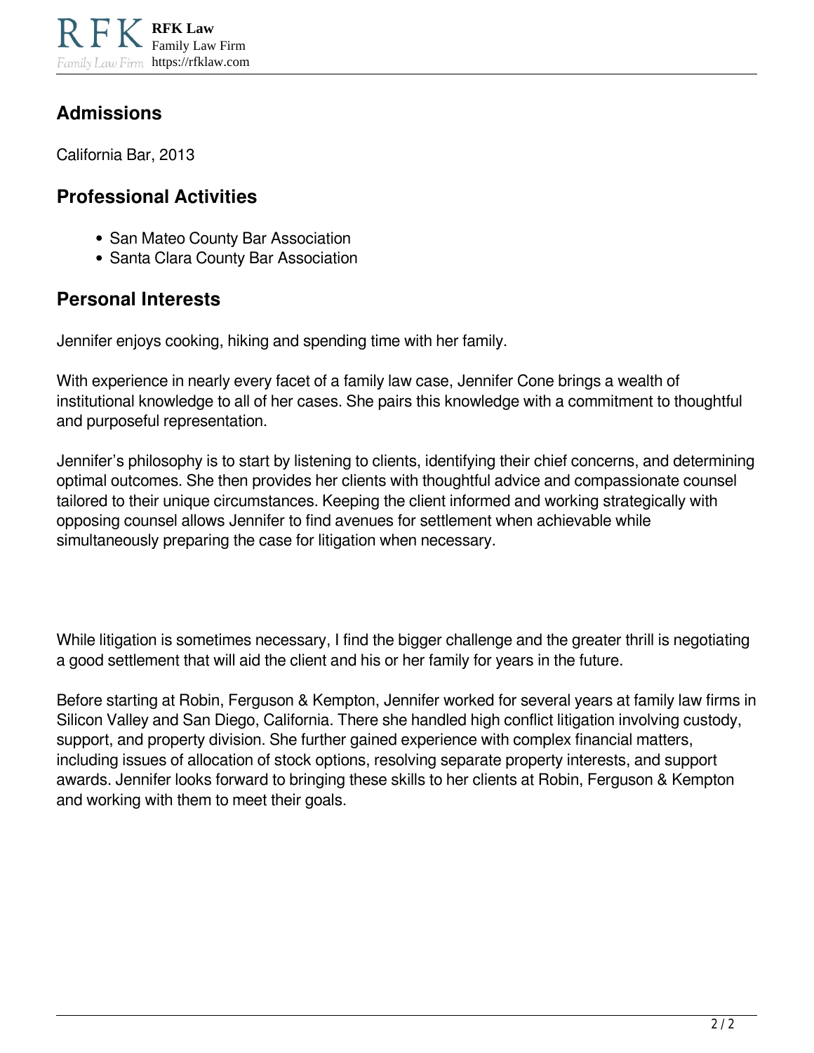## Admissions

California Bar, 2013

## Professional Activities

- San Mateo County Bar Association
- Santa Clara County Bar Association

## Personal Interests

Jennifer enjoys cooking, hiking and spending time with her family.

With experience in nearly every facet of a family law case, Jennifer Cone brings a wealth of institutional knowledge to all of her cases. She pairs this knowledge with a commitment to thoughtful and purposeful representation.

Jennifer's philosophy is to start by listening to clients, identifying their chief concerns, and determining optimal outcomes. She then provides her clients with thoughtful advice and compassionate counsel tailored to their unique circumstances. Keeping the client informed and working strategically with opposing counsel allows Jennifer to find avenues for settlement when achievable while simultaneously preparing the case for litigation when necessary.

While litigation is sometimes necessary, I find the bigger challenge and the greater thrill is negotiating a good settlement that will aid the client and his or her family for years in the future.

Before starting at Robin, Ferguson & Kempton, Jennifer worked for several years at family law firms in Silicon Valley and San Diego, California. There she handled high conflict litigation involving custody, support, and property division. She further gained experience with complex financial matters, including issues of allocation of stock options, resolving separate property interests, and support awards. Jennifer looks forward to bringing these skills to her clients at Robin, Ferguson & Kempton and working with them to meet their goals.